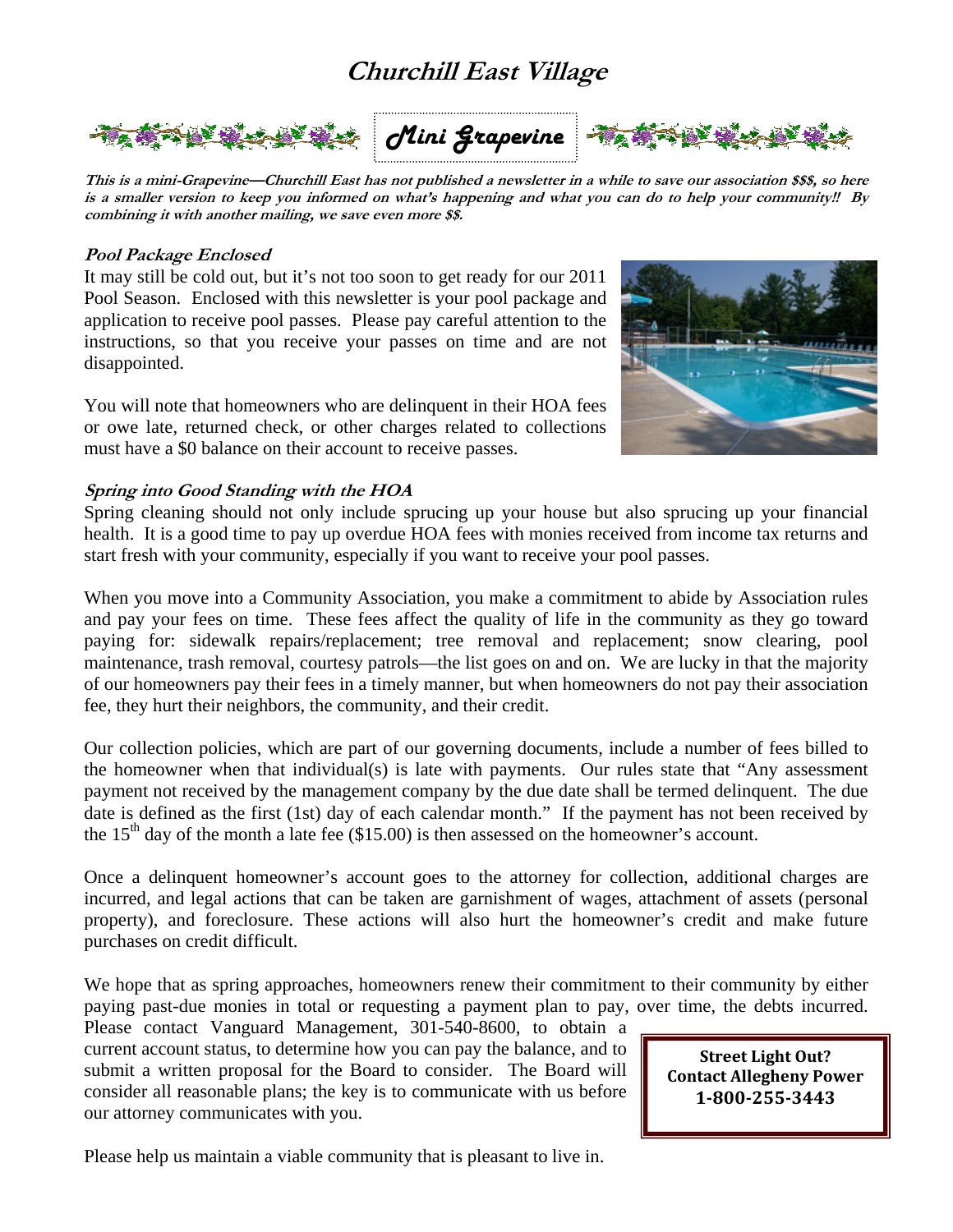# Churchill East Village

## *Mini Grapevine*

***This is a mini-Grapevine—Churchill East has not published a newsletter in a while to save our association $$$, so here is a smaller version to keep you informed on what's happening and what you can do to help your community!! By combining it with another mailing, we save even more $$.***

### *Pool Package Enclosed*

It may still be cold out, but it's not too soon to get ready for our 2011 Pool Season. Enclosed with this newsletter is your pool package and application to receive pool passes. Please pay careful attention to the instructions, so that you receive your passes on time and are not disappointed.

You will note that homeowners who are delinquent in their HOA fees or owe late, returned check, or other charges related to collections must have a $0 balance on their account to receive passes.

### *Spring into Good Standing with the HOA*

Spring cleaning should not only include sprucing up your house but also sprucing up your financial health. It is a good time to pay up overdue HOA fees with monies received from income tax returns and start fresh with your community, especially if you want to receive your pool passes.

When you move into a Community Association, you make a commitment to abide by Association rules and pay your fees on time. These fees affect the quality of life in the community as they go toward paying for: sidewalk repairs/replacement; tree removal and replacement; snow clearing, pool maintenance, trash removal, courtesy patrols—the list goes on and on. We are lucky in that the majority of our homeowners pay their fees in a timely manner, but when homeowners do not pay their association fee, they hurt their neighbors, the community, and their credit.

Our collection policies, which are part of our governing documents, include a number of fees billed to the homeowner when that individual(s) is late with payments. Our rules state that "Any assessment payment not received by the management company by the due date shall be termed delinquent. The due date is defined as the first (1st) day of each calendar month." If the payment has not been received by the 15th day of the month a late fee ($15.00) is then assessed on the homeowner's account.

Once a delinquent homeowner's account goes to the attorney for collection, additional charges are incurred, and legal actions that can be taken are garnishment of wages, attachment of assets (personal property), and foreclosure. These actions will also hurt the homeowner's credit and make future purchases on credit difficult.

We hope that as spring approaches, homeowners renew their commitment to their community by either paying past-due monies in total or requesting a payment plan to pay, over time, the debts incurred. Please contact Vanguard Management, 301-540-8600, to obtain a current account status, to determine how you can pay the balance, and to submit a written proposal for the Board to consider. The Board will consider all reasonable plans; the key is to communicate with us before our attorney communicates with you.

**Street Light Out?**
**Contact Allegheny Power**
**1-800-255-3443**

Please help us maintain a viable community that is pleasant to live in.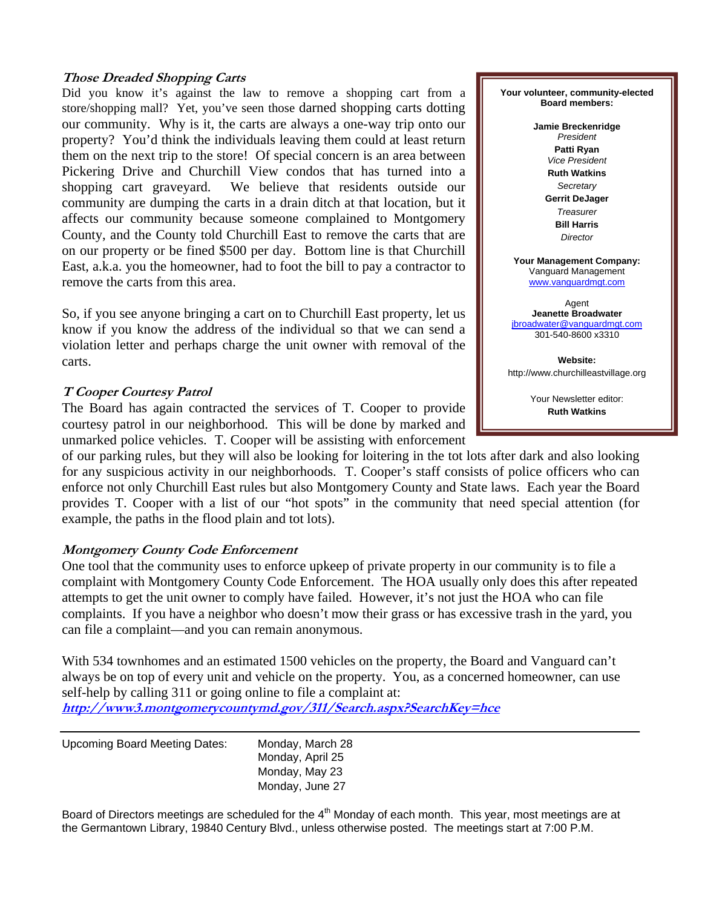### *Those Dreaded Shopping Carts*

Did you know it's against the law to remove a shopping cart from a store/shopping mall? Yet, you've seen those darned shopping carts dotting our community. Why is it, the carts are always a one-way trip onto our property? You'd think the individuals leaving them could at least return them on the next trip to the store! Of special concern is an area between Pickering Drive and Churchill View condos that has turned into a shopping cart graveyard. We believe that residents outside our community are dumping the carts in a drain ditch at that location, but it affects our community because someone complained to Montgomery County, and the County told Churchill East to remove the carts that are on our property or be fined $500 per day. Bottom line is that Churchill East, a.k.a. you the homeowner, had to foot the bill to pay a contractor to remove the carts from this area.

So, if you see anyone bringing a cart on to Churchill East property, let us know if you know the address of the individual so that we can send a violation letter and perhaps charge the unit owner with removal of the carts.

### *T Cooper Courtesy Patrol*

The Board has again contracted the services of T. Cooper to provide courtesy patrol in our neighborhood. This will be done by marked and unmarked police vehicles. T. Cooper will be assisting with enforcement of our parking rules, but they will also be looking for loitering in the tot lots after dark and also looking for any suspicious activity in our neighborhoods. T. Cooper's staff consists of police officers who can enforce not only Churchill East rules but also Montgomery County and State laws. Each year the Board provides T. Cooper with a list of our "hot spots" in the community that need special attention (for example, the paths in the flood plain and tot lots).

**Your volunteer, community-elected Board members:**

**Jamie Breckenridge**
*President*
**Patti Ryan**
*Vice President*
**Ruth Watkins**
*Secretary*
**Gerrit DeJager**
*Treasurer*
**Bill Harris**
*Director*

**Your Management Company:**
Vanguard Management
www.vanguardmgt.com

Agent
**Jeanette Broadwater**
jbroadwater@vanguardmgt.com
301-540-8600 x3310

**Website:**
http://www.churchilleastvillage.org

Your Newsletter editor:
**Ruth Watkins**

### *Montgomery County Code Enforcement*

One tool that the community uses to enforce upkeep of private property in our community is to file a complaint with Montgomery County Code Enforcement. The HOA usually only does this after repeated attempts to get the unit owner to comply have failed. However, it's not just the HOA who can file complaints. If you have a neighbor who doesn't mow their grass or has excessive trash in the yard, you can file a complaint—and you can remain anonymous.

With 534 townhomes and an estimated 1500 vehicles on the property, the Board and Vanguard can't always be on top of every unit and vehicle on the property. You, as a concerned homeowner, can use self-help by calling 311 or going online to file a complaint at:
***http://www3.montgomerycountymd.gov/311/Search.aspx?SearchKey=hce***

---

Upcoming Board Meeting Dates:
- Monday, March 28
- Monday, April 25
- Monday, May 23
- Monday, June 27

Board of Directors meetings are scheduled for the 4th Monday of each month. This year, most meetings are at the Germantown Library, 19840 Century Blvd., unless otherwise posted. The meetings start at 7:00 P.M.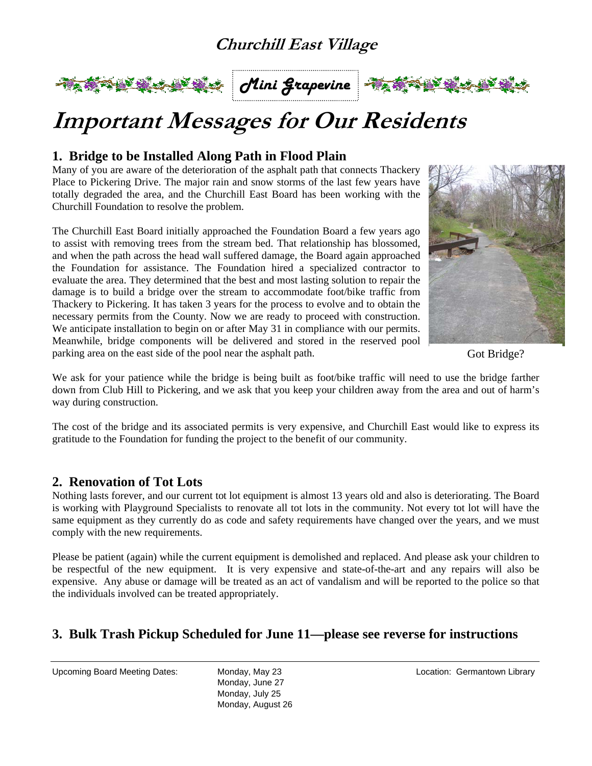# Churchill East Village

**Mini Grapevine**

# Important Messages for Our Residents

## 1. Bridge to be Installed Along Path in Flood Plain

Many of you are aware of the deterioration of the asphalt path that connects Thackery Place to Pickering Drive. The major rain and snow storms of the last few years have totally degraded the area, and the Churchill East Board has been working with the Churchill Foundation to resolve the problem.

The Churchill East Board initially approached the Foundation Board a few years ago to assist with removing trees from the stream bed. That relationship has blossomed, and when the path across the head wall suffered damage, the Board again approached the Foundation for assistance. The Foundation hired a specialized contractor to evaluate the area. They determined that the best and most lasting solution to repair the damage is to build a bridge over the stream to accommodate foot/bike traffic from Thackery to Pickering. It has taken 3 years for the process to evolve and to obtain the necessary permits from the County. Now we are ready to proceed with construction. We anticipate installation to begin on or after May 31 in compliance with our permits. Meanwhile, bridge components will be delivered and stored in the reserved pool parking area on the east side of the pool near the asphalt path.

Got Bridge?

We ask for your patience while the bridge is being built as foot/bike traffic will need to use the bridge farther down from Club Hill to Pickering, and we ask that you keep your children away from the area and out of harm's way during construction.

The cost of the bridge and its associated permits is very expensive, and Churchill East would like to express its gratitude to the Foundation for funding the project to the benefit of our community.

## 2. Renovation of Tot Lots

Nothing lasts forever, and our current tot lot equipment is almost 13 years old and also is deteriorating. The Board is working with Playground Specialists to renovate all tot lots in the community. Not every tot lot will have the same equipment as they currently do as code and safety requirements have changed over the years, and we must comply with the new requirements.

Please be patient (again) while the current equipment is demolished and replaced. And please ask your children to be respectful of the new equipment. It is very expensive and state-of-the-art and any repairs will also be expensive. Any abuse or damage will be treated as an act of vandalism and will be reported to the police so that the individuals involved can be treated appropriately.

## 3. Bulk Trash Pickup Scheduled for June 11—please see reverse for instructions

---

Upcoming Board Meeting Dates:

- Monday, May 23
- Monday, June 27
- Monday, July 25
- Monday, August 26

Location: Germantown Library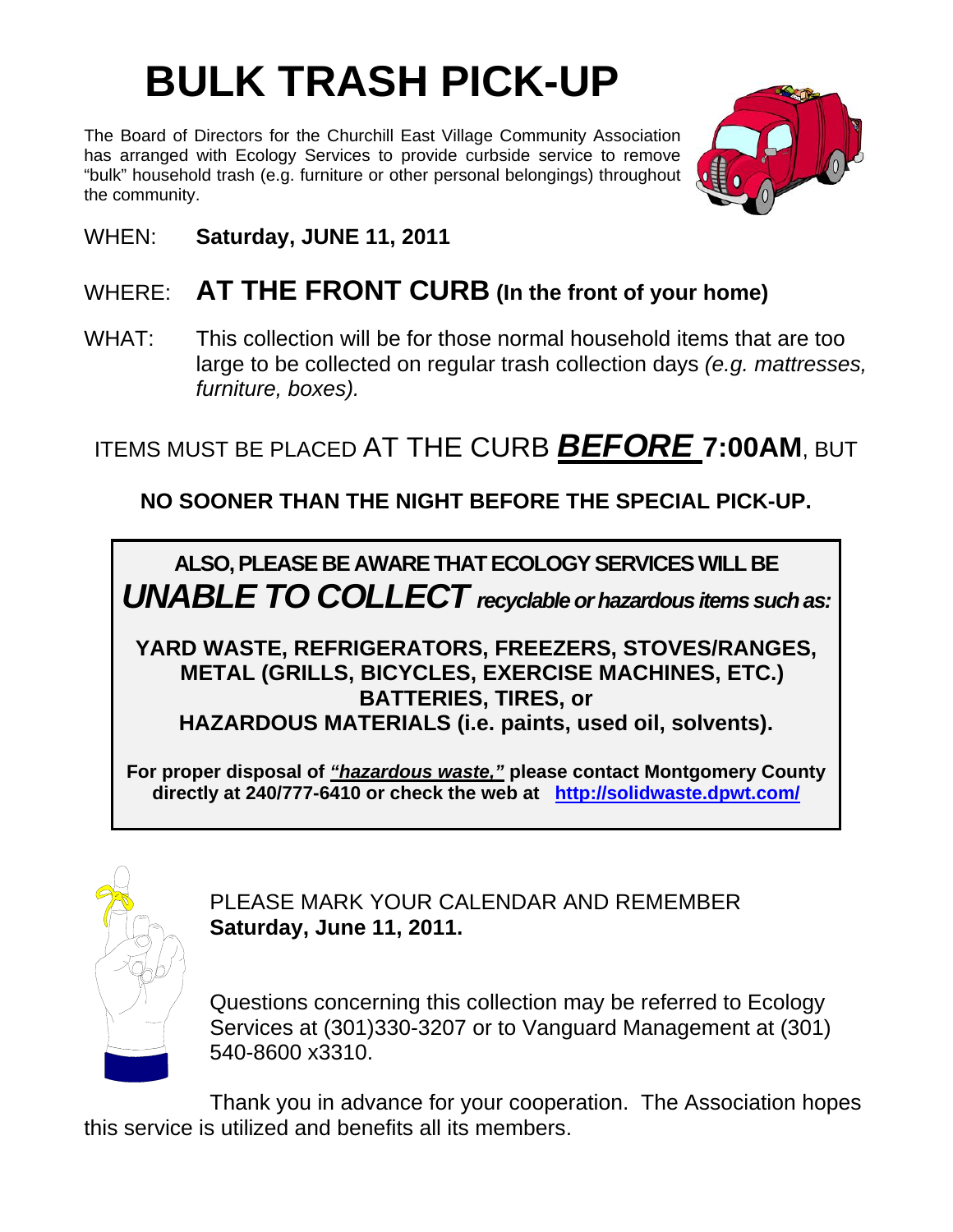# BULK TRASH PICK-UP

The Board of Directors for the Churchill East Village Community Association has arranged with Ecology Services to provide curbside service to remove "bulk" household trash (e.g. furniture or other personal belongings) throughout the community.

WHEN: **Saturday, JUNE 11, 2011**

WHERE: **AT THE FRONT CURB (In the front of your home)**

WHAT: This collection will be for those normal household items that are too large to be collected on regular trash collection days *(e.g. mattresses, furniture, boxes).*

ITEMS MUST BE PLACED AT THE CURB ***BEFORE*** **7:00AM**, BUT

**NO SOONER THAN THE NIGHT BEFORE THE SPECIAL PICK-UP.**

**ALSO, PLEASE BE AWARE THAT ECOLOGY SERVICES WILL BE *UNABLE TO COLLECT recyclable or hazardous items such as:***

**YARD WASTE, REFRIGERATORS, FREEZERS, STOVES/RANGES, METAL (GRILLS, BICYCLES, EXERCISE MACHINES, ETC.) BATTERIES, TIRES, or HAZARDOUS MATERIALS (i.e. paints, used oil, solvents).**

**For proper disposal of *"hazardous waste,"* please contact Montgomery County directly at 240/777-6410 or check the web at http://solidwaste.dpwt.com/**

PLEASE MARK YOUR CALENDAR AND REMEMBER **Saturday, June 11, 2011.**

Questions concerning this collection may be referred to Ecology Services at (301)330-3207 or to Vanguard Management at (301) 540-8600 x3310.

Thank you in advance for your cooperation. The Association hopes this service is utilized and benefits all its members.